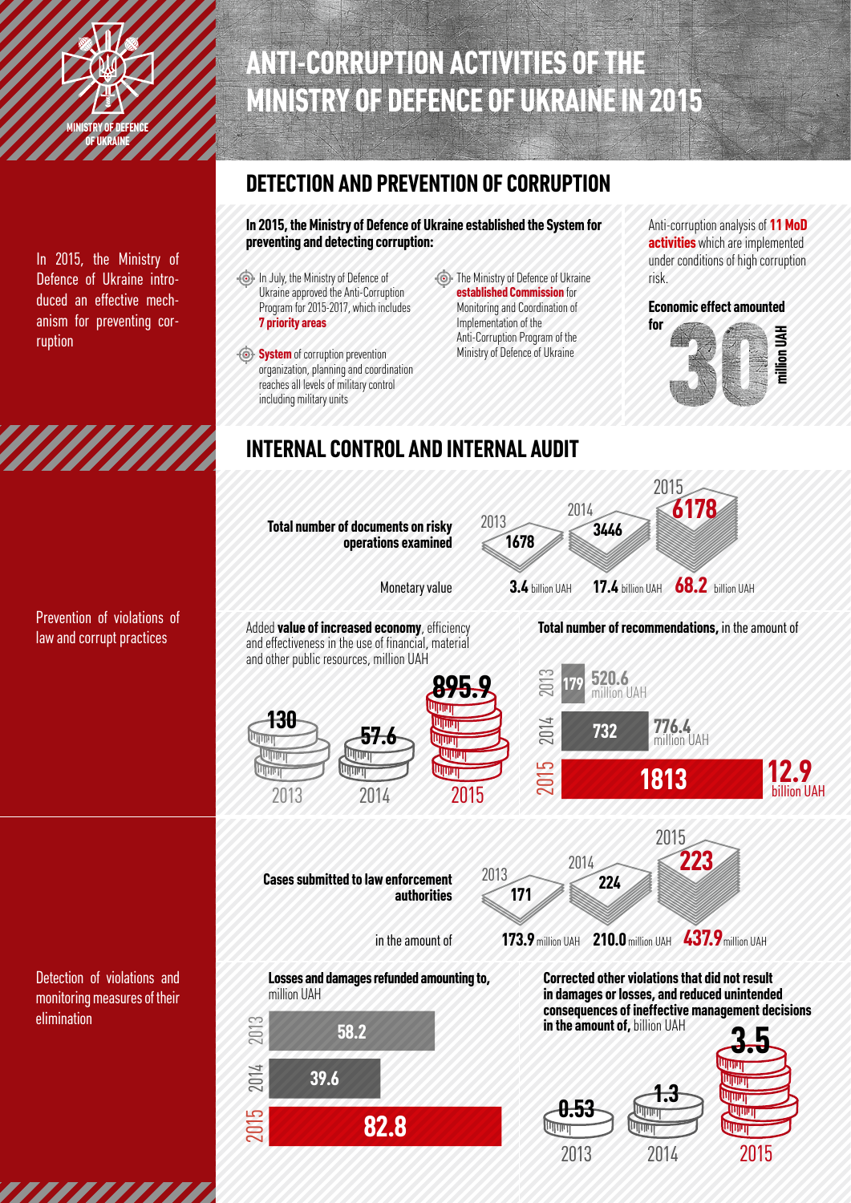MINISTRY OF DEFENCE OF UKRAINE

# ANTI-CORRUPTION ACTIVITIES OF THE MINISTRY OF DEFENCE OF UKRAINE IN 2015

In 2015, the Ministry of Defence of Ukraine introduced an effective mechanism for preventing corruption

## DETECTION AND PREVENTION OF CORRUPTION

**In 2015, the Ministry of Defence of Ukraine established the System for preventing and detecting corruption:**

- In July, the Ministry of Defence of Ukraine approved the Anti-Corruption Program for 2015-2017, which includes **7 priority areas**
- **System** of corruption prevention organization, planning and coordination reaches all levels of military control including military units
- The Ministry of Defence of Ukraine **established Commission** for Monitoring and Coordination of Implementation of the Anti-Corruption Program of the Ministry of Defence of Ukraine

Anti-corruption analysis of **11 MoD activities** which are implemented under conditions of high corruption risk.

**Economic effect amounted for** 30 million UAH

## INTERNAL CONTROL AND INTERNAL AUDIT

Prevention of violations of law and corrupt practices

| | 2013 | 2014 | 2015 |
|---|---|---|---|
| **Total number of documents on risky operations examined** | 1678 | 3446 | 6178 |
| Monetary value | 3.4 billion UAH | 17.4 billion UAH | 68.2 billion UAH |

Added **value of increased economy**, efficiency and effectiveness in the use of financial, material and other public resources, million UAH

| 2013 | 2014 | 2015 |
|---|---|---|
| 130 | 57.6 | 895.9 |

**Total number of recommendations,** in the amount of

| Year | Number | Amount |
|---|---|---|
| 2013 | 179 | 520.6 million UAH |
| 2014 | 732 | 776.4 million UAH |
| 2015 | 1813 | 12.9 billion UAH |

Detection of violations and monitoring measures of their elimination

| | 2013 | 2014 | 2015 |
|---|---|---|---|
| **Cases submitted to law enforcement authorities** | 171 | 224 | 223 |
| in the amount of | 173.9 million UAH | 210.0 million UAH | 437.9 million UAH |

**Losses and damages refunded amounting to,** million UAH

| 2013 | 2014 | 2015 |
|---|---|---|
| 58.2 | 39.6 | 82.8 |

**Corrected other violations that did not result in damages or losses, and reduced unintended consequences of ineffective management decisions in the amount of,** billion UAH

| 2013 | 2014 | 2015 |
|---|---|---|
| 0.53 | 1.3 | 3.5 |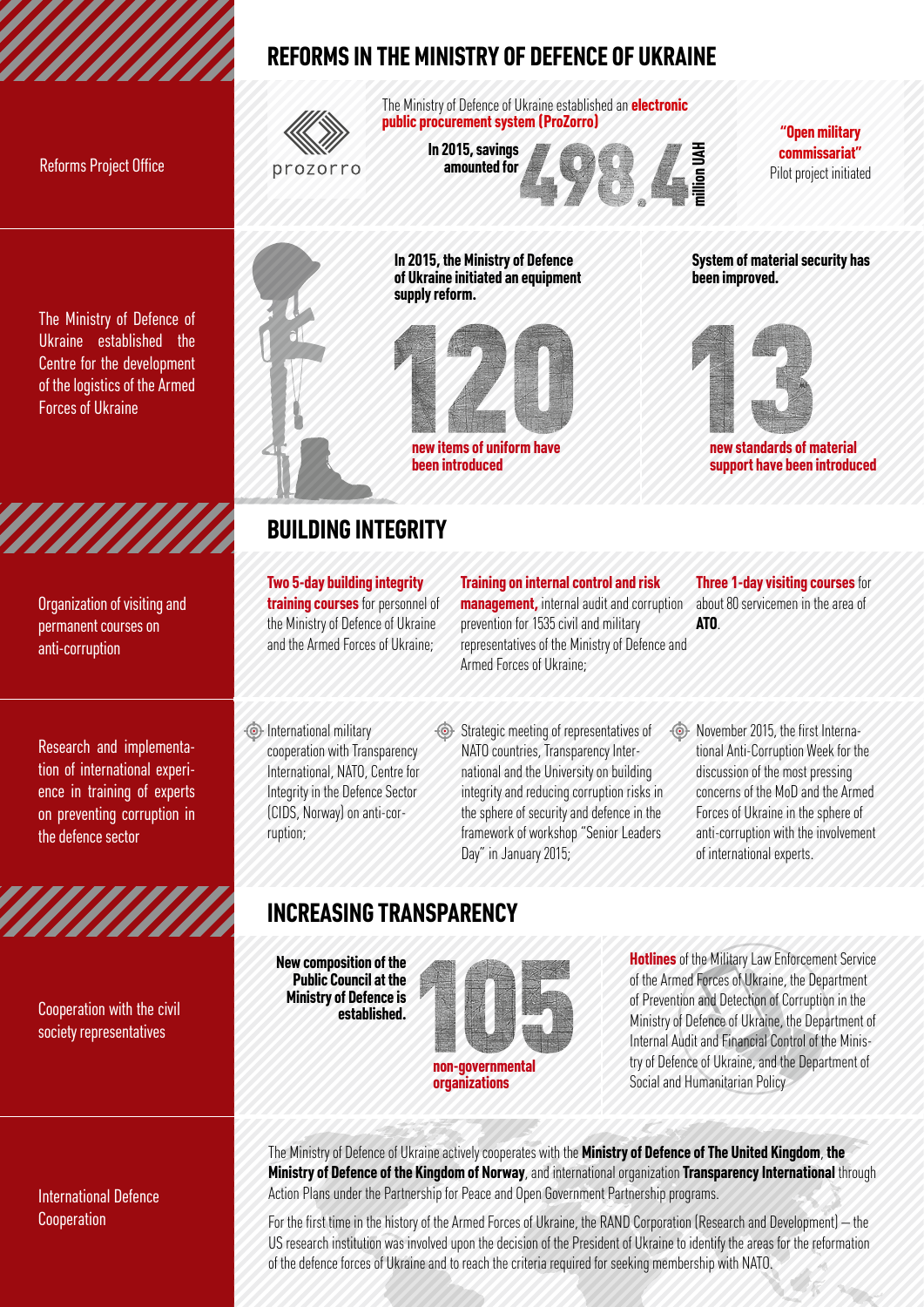# REFORMS IN THE MINISTRY OF DEFENCE OF UKRAINE

Reforms Project Office

prozorro

The Ministry of Defence of Ukraine established an **electronic public procurement system (ProZorro)**

**In 2015, savings amounted for 498.4 million UAH**

**"Open military commissariat"**
Pilot project initiated

The Ministry of Defence of Ukraine established the Centre for the development of the logistics of the Armed Forces of Ukraine

**In 2015, the Ministry of Defence of Ukraine initiated an equipment supply reform.**

**120**
**new items of uniform have been introduced**

**System of material security has been improved.**

**13**
**new standards of material support have been introduced**

## BUILDING INTEGRITY

Organization of visiting and permanent courses on anti-corruption

**Two 5-day building integrity training courses** for personnel of the Ministry of Defence of Ukraine and the Armed Forces of Ukraine;

**Training on internal control and risk management,** internal audit and corruption prevention for 1535 civil and military representatives of the Ministry of Defence and Armed Forces of Ukraine;

**Three 1-day visiting courses** for about 80 servicemen in the area of **ATO**.

Research and implementation of international experience in training of experts on preventing corruption in the defence sector

- International military cooperation with Transparency International, NATO, Centre for Integrity in the Defence Sector (CIDS, Norway) on anti-corruption;
- Strategic meeting of representatives of NATO countries, Transparency International and the University on building integrity and reducing corruption risks in the sphere of security and defence in the framework of workshop "Senior Leaders Day" in January 2015;
- November 2015, the first International Anti-Corruption Week for the discussion of the most pressing concerns of the MoD and the Armed Forces of Ukraine in the sphere of anti-corruption with the involvement of international experts.

## INCREASING TRANSPARENCY

Cooperation with the civil society representatives

**New composition of the Public Council at the Ministry of Defence is established.**

**105**
**non-governmental organizations**

**Hotlines** of the Military Law Enforcement Service of the Armed Forces of Ukraine, the Department of Prevention and Detection of Corruption in the Ministry of Defence of Ukraine, the Department of Internal Audit and Financial Control of the Ministry of Defence of Ukraine, and the Department of Social and Humanitarian Policy

International Defence Cooperation

The Ministry of Defence of Ukraine actively cooperates with the **Ministry of Defence of The United Kingdom**, **the Ministry of Defence of the Kingdom of Norway**, and international organization **Transparency International** through Action Plans under the Partnership for Peace and Open Government Partnership programs.

For the first time in the history of the Armed Forces of Ukraine, the RAND Corporation (Research and Development) – the US research institution was involved upon the decision of the President of Ukraine to identify the areas for the reformation of the defence forces of Ukraine and to reach the criteria required for seeking membership with NATO.